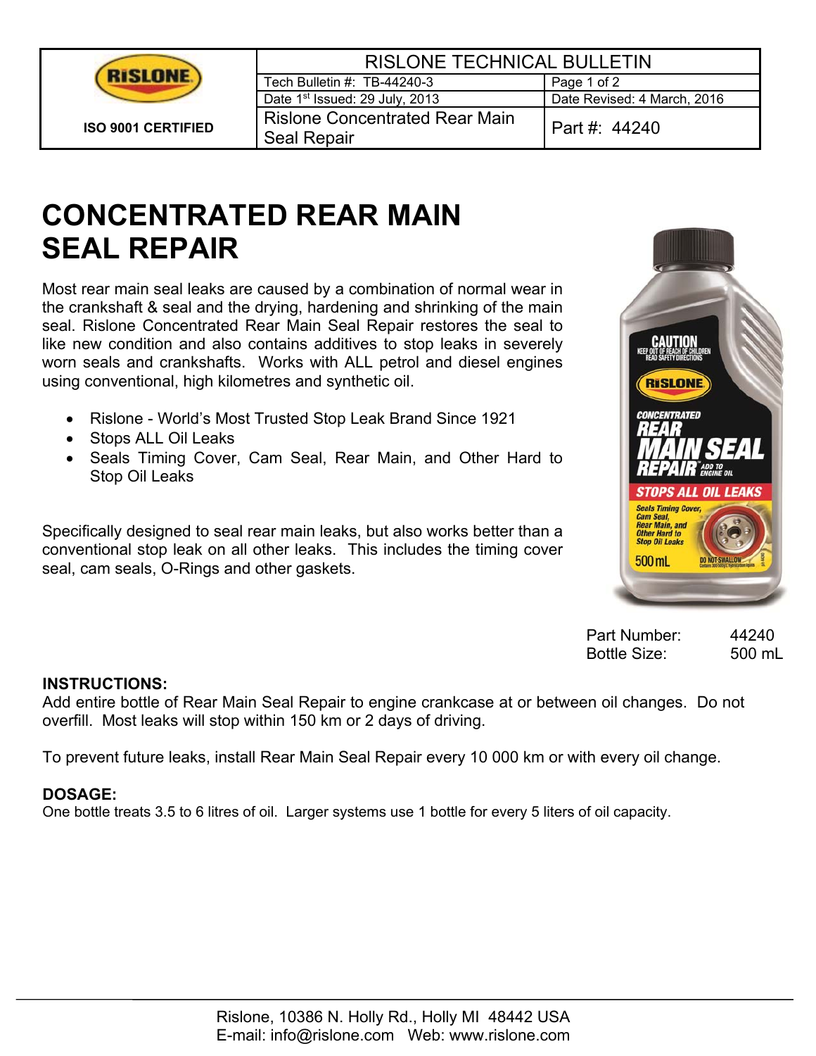| RISLONE | RISLONE TECHNICAL BULLETIN | |
|---|---|---|
| | Tech Bulletin #: TB-44240-3 | Page 1 of 2 |
| | Date 1st Issued: 29 July, 2013 | Date Revised: 4 March, 2016 |
| ISO 9001 CERTIFIED | Rislone Concentrated Rear Main Seal Repair | Part #: 44240 |

# CONCENTRATED REAR MAIN SEAL REPAIR

Most rear main seal leaks are caused by a combination of normal wear in the crankshaft & seal and the drying, hardening and shrinking of the main seal. Rislone Concentrated Rear Main Seal Repair restores the seal to like new condition and also contains additives to stop leaks in severely worn seals and crankshafts. Works with ALL petrol and diesel engines using conventional, high kilometres and synthetic oil.

- Rislone - World's Most Trusted Stop Leak Brand Since 1921
- Stops ALL Oil Leaks
- Seals Timing Cover, Cam Seal, Rear Main, and Other Hard to Stop Oil Leaks

Specifically designed to seal rear main leaks, but also works better than a conventional stop leak on all other leaks. This includes the timing cover seal, cam seals, O-Rings and other gaskets.

| | |
|---|---|
| Part Number: | 44240 |
| Bottle Size: | 500 mL |

**INSTRUCTIONS:**
Add entire bottle of Rear Main Seal Repair to engine crankcase at or between oil changes. Do not overfill. Most leaks will stop within 150 km or 2 days of driving.

To prevent future leaks, install Rear Main Seal Repair every 10 000 km or with every oil change.

**DOSAGE:**
One bottle treats 3.5 to 6 litres of oil. Larger systems use 1 bottle for every 5 liters of oil capacity.

Rislone, 10386 N. Holly Rd., Holly MI 48442 USA
E-mail: info@rislone.com Web: www.rislone.com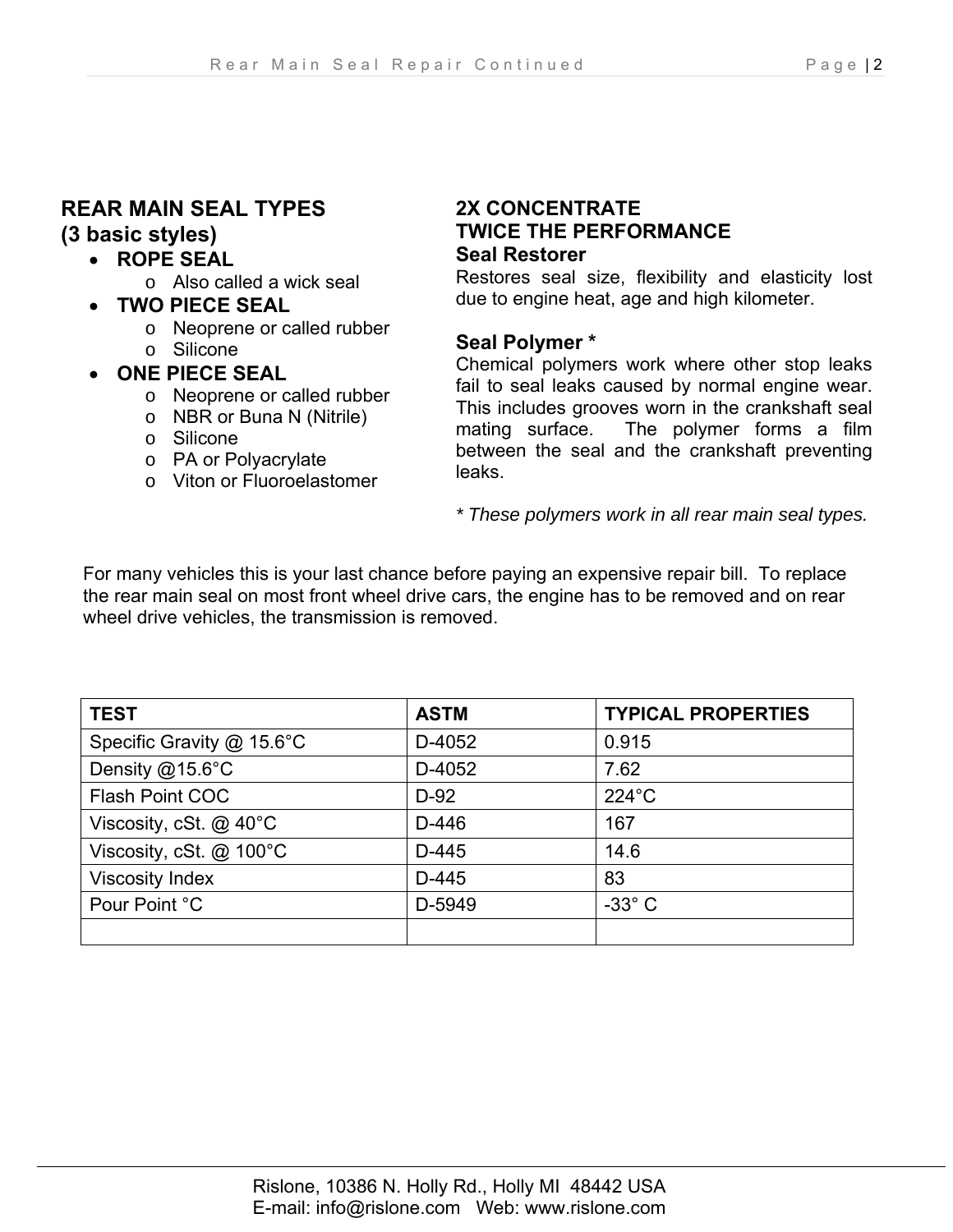## REAR MAIN SEAL TYPES
## (3 basic styles)

- **ROPE SEAL**
  - Also called a wick seal
- **TWO PIECE SEAL**
  - Neoprene or called rubber
  - Silicone
- **ONE PIECE SEAL**
  - Neoprene or called rubber
  - NBR or Buna N (Nitrile)
  - Silicone
  - PA or Polyacrylate
  - Viton or Fluoroelastomer

## 2X CONCENTRATE
## TWICE THE PERFORMANCE

### Seal Restorer

Restores seal size, flexibility and elasticity lost due to engine heat, age and high kilometer.

### Seal Polymer *

Chemical polymers work where other stop leaks fail to seal leaks caused by normal engine wear. This includes grooves worn in the crankshaft seal mating surface. The polymer forms a film between the seal and the crankshaft preventing leaks.

*\* These polymers work in all rear main seal types.*

For many vehicles this is your last chance before paying an expensive repair bill. To replace the rear main seal on most front wheel drive cars, the engine has to be removed and on rear wheel drive vehicles, the transmission is removed.

| TEST | ASTM | TYPICAL PROPERTIES |
|---|---|---|
| Specific Gravity @ 15.6°C | D-4052 | 0.915 |
| Density @15.6°C | D-4052 | 7.62 |
| Flash Point COC | D-92 | 224°C |
| Viscosity, cSt. @ 40°C | D-446 | 167 |
| Viscosity, cSt. @ 100°C | D-445 | 14.6 |
| Viscosity Index | D-445 | 83 |
| Pour Point °C | D-5949 | -33° C |
| | | |

Rislone, 10386 N. Holly Rd., Holly MI 48442 USA
E-mail: info@rislone.com Web: www.rislone.com